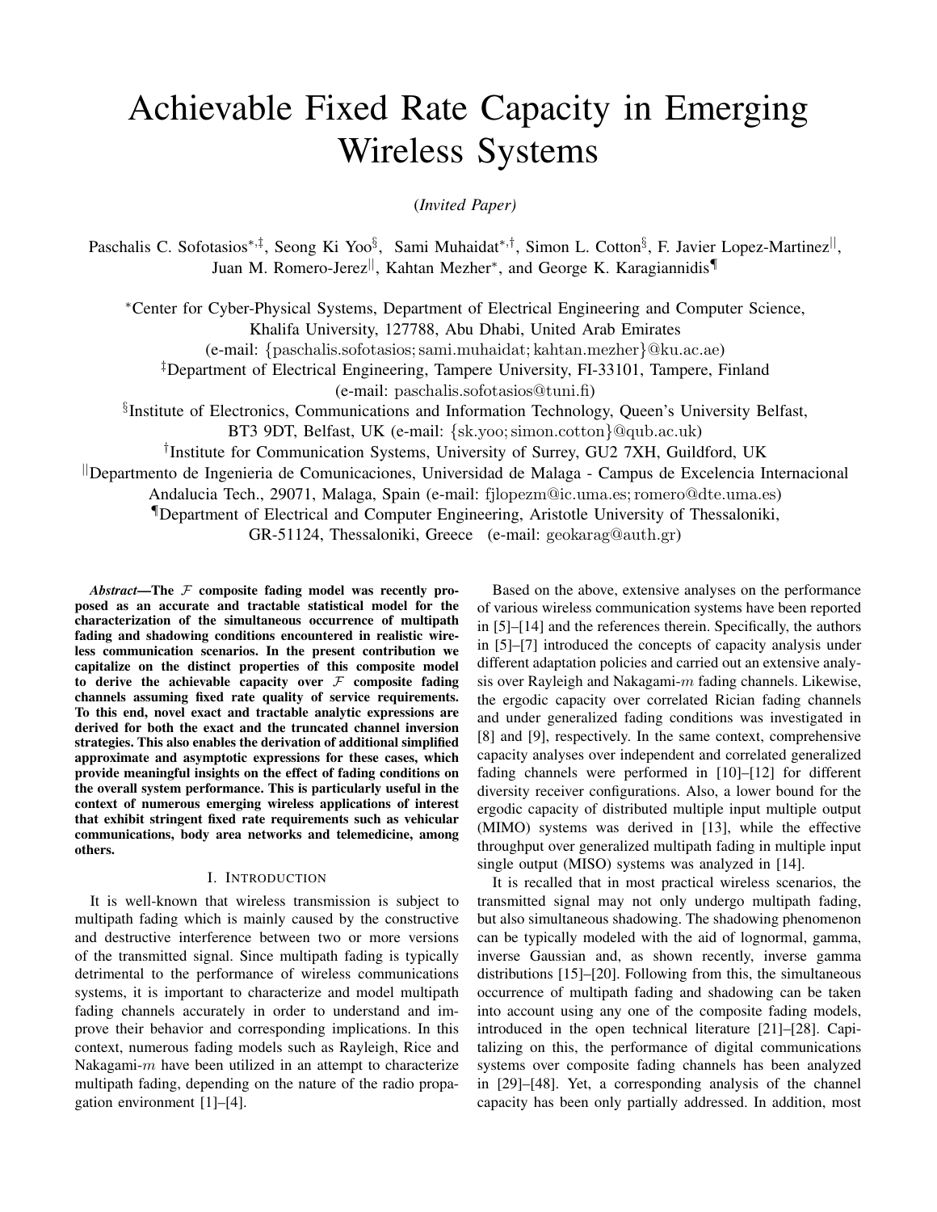# Achievable Fixed Rate Capacity in Emerging Wireless Systems

(*Invited Paper*)

Paschalis C. Sofotasios[∗,‡], Seong Ki Yoo[§], Sami Muhaidat[∗,†], Simon L. Cotton[§], F. Javier Lopez-Martinez[||], Juan M. Romero-Jerez[||], Kahtan Mezher[∗], and George K. Karagiannidis[¶]

[∗]Center for Cyber-Physical Systems, Department of Electrical Engineering and Computer Science, Khalifa University, 127788, Abu Dhabi, United Arab Emirates (e-mail: {paschalis.sofotasios; sami.muhaidat; kahtan.mezher}@ku.ac.ae)

[‡]Department of Electrical Engineering, Tampere University, FI-33101, Tampere, Finland (e-mail: paschalis.sofotasios@tuni.fi)

[§]Institute of Electronics, Communications and Information Technology, Queen's University Belfast, BT3 9DT, Belfast, UK (e-mail: {sk.yoo; simon.cotton}@qub.ac.uk)

[†]Institute for Communication Systems, University of Surrey, GU2 7XH, Guildford, UK

[||]Departmento de Ingenieria de Comunicaciones, Universidad de Malaga - Campus de Excelencia Internacional Andalucia Tech., 29071, Malaga, Spain (e-mail: fjlopezm@ic.uma.es; romero@dte.uma.es)

[¶]Department of Electrical and Computer Engineering, Aristotle University of Thessaloniki, GR-51124, Thessaloniki, Greece (e-mail: geokarag@auth.gr)

***Abstract*—The $\mathcal{F}$ composite fading model was recently proposed as an accurate and tractable statistical model for the characterization of the simultaneous occurrence of multipath fading and shadowing conditions encountered in realistic wireless communication scenarios. In the present contribution we capitalize on the distinct properties of this composite model to derive the achievable capacity over $\mathcal{F}$ composite fading channels assuming fixed rate quality of service requirements. To this end, novel exact and tractable analytic expressions are derived for both the exact and the truncated channel inversion strategies. This also enables the derivation of additional simplified approximate and asymptotic expressions for these cases, which provide meaningful insights on the effect of fading conditions on the overall system performance. This is particularly useful in the context of numerous emerging wireless applications of interest that exhibit stringent fixed rate requirements such as vehicular communications, body area networks and telemedicine, among others.**

## I. Introduction

It is well-known that wireless transmission is subject to multipath fading which is mainly caused by the constructive and destructive interference between two or more versions of the transmitted signal. Since multipath fading is typically detrimental to the performance of wireless communications systems, it is important to characterize and model multipath fading channels accurately in order to understand and improve their behavior and corresponding implications. In this context, numerous fading models such as Rayleigh, Rice and Nakagami-$m$ have been utilized in an attempt to characterize multipath fading, depending on the nature of the radio propagation environment [1]–[4].

Based on the above, extensive analyses on the performance of various wireless communication systems have been reported in [5]–[14] and the references therein. Specifically, the authors in [5]–[7] introduced the concepts of capacity analysis under different adaptation policies and carried out an extensive analysis over Rayleigh and Nakagami-$m$ fading channels. Likewise, the ergodic capacity over correlated Rician fading channels and under generalized fading conditions was investigated in [8] and [9], respectively. In the same context, comprehensive capacity analyses over independent and correlated generalized fading channels were performed in [10]–[12] for different diversity receiver configurations. Also, a lower bound for the ergodic capacity of distributed multiple input multiple output (MIMO) systems was derived in [13], while the effective throughput over generalized multipath fading in multiple input single output (MISO) systems was analyzed in [14].

It is recalled that in most practical wireless scenarios, the transmitted signal may not only undergo multipath fading, but also simultaneous shadowing. The shadowing phenomenon can be typically modeled with the aid of lognormal, gamma, inverse Gaussian and, as shown recently, inverse gamma distributions [15]–[20]. Following from this, the simultaneous occurrence of multipath fading and shadowing can be taken into account using any one of the composite fading models, introduced in the open technical literature [21]–[28]. Capitalizing on this, the performance of digital communications systems over composite fading channels has been analyzed in [29]–[48]. Yet, a corresponding analysis of the channel capacity has been only partially addressed. In addition, most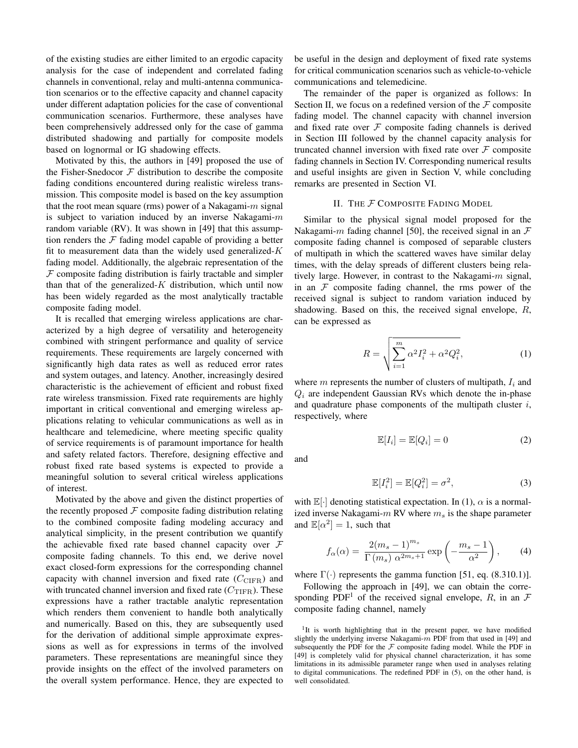of the existing studies are either limited to an ergodic capacity analysis for the case of independent and correlated fading channels in conventional, relay and multi-antenna communication scenarios or to the effective capacity and channel capacity under different adaptation policies for the case of conventional communication scenarios. Furthermore, these analyses have been comprehensively addressed only for the case of gamma distributed shadowing and partially for composite models based on lognormal or IG shadowing effects.

Motivated by this, the authors in [49] proposed the use of the Fisher-Snedocor $\mathcal{F}$ distribution to describe the composite fading conditions encountered during realistic wireless transmission. This composite model is based on the key assumption that the root mean square (rms) power of a Nakagami-$m$ signal is subject to variation induced by an inverse Nakagami-$m$ random variable (RV). It was shown in [49] that this assumption renders the $\mathcal{F}$ fading model capable of providing a better fit to measurement data than the widely used generalized-$K$ fading model. Additionally, the algebraic representation of the $\mathcal{F}$ composite fading distribution is fairly tractable and simpler than that of the generalized-$K$ distribution, which until now has been widely regarded as the most analytically tractable composite fading model.

It is recalled that emerging wireless applications are characterized by a high degree of versatility and heterogeneity combined with stringent performance and quality of service requirements. These requirements are largely concerned with significantly high data rates as well as reduced error rates and system outages, and latency. Another, increasingly desired characteristic is the achievement of efficient and robust fixed rate wireless transmission. Fixed rate requirements are highly important in critical conventional and emerging wireless applications relating to vehicular communications as well as in healthcare and telemedicine, where meeting specific quality of service requirements is of paramount importance for health and safety related factors. Therefore, designing effective and robust fixed rate based systems is expected to provide a meaningful solution to several critical wireless applications of interest.

Motivated by the above and given the distinct properties of the recently proposed $\mathcal{F}$ composite fading distribution relating to the combined composite fading modeling accuracy and analytical simplicity, in the present contribution we quantify the achievable fixed rate based channel capacity over $\mathcal{F}$ composite fading channels. To this end, we derive novel exact closed-form expressions for the corresponding channel capacity with channel inversion and fixed rate ($C_{\rm CIFR}$) and with truncated channel inversion and fixed rate ($C_{\rm TIFR}$). These expressions have a rather tractable analytic representation which renders them convenient to handle both analytically and numerically. Based on this, they are subsequently used for the derivation of additional simple approximate expressions as well as for expressions in terms of the involved parameters. These representations are meaningful since they provide insights on the effect of the involved parameters on the overall system performance. Hence, they are expected to be useful in the design and deployment of fixed rate systems for critical communication scenarios such as vehicle-to-vehicle communications and telemedicine.

The remainder of the paper is organized as follows: In Section II, we focus on a redefined version of the $\mathcal{F}$ composite fading model. The channel capacity with channel inversion and fixed rate over $\mathcal{F}$ composite fading channels is derived in Section III followed by the channel capacity analysis for truncated channel inversion with fixed rate over $\mathcal{F}$ composite fading channels in Section IV. Corresponding numerical results and useful insights are given in Section V, while concluding remarks are presented in Section VI.

## II. The $\mathcal{F}$ Composite Fading Model

Similar to the physical signal model proposed for the Nakagami-$m$ fading channel [50], the received signal in an $\mathcal{F}$ composite fading channel is composed of separable clusters of multipath in which the scattered waves have similar delay times, with the delay spreads of different clusters being relatively large. However, in contrast to the Nakagami-$m$ signal, in an $\mathcal{F}$ composite fading channel, the rms power of the received signal is subject to random variation induced by shadowing. Based on this, the received signal envelope, $R$, can be expressed as

$$R = \sqrt{\sum_{i=1}^{m} \alpha^2 I_i^2 + \alpha^2 Q_i^2}, \tag{1}$$

where $m$ represents the number of clusters of multipath, $I_i$ and $Q_i$ are independent Gaussian RVs which denote the in-phase and quadrature phase components of the multipath cluster $i$, respectively, where

$$\mathbb{E}[I_i] = \mathbb{E}[Q_i] = 0 \tag{2}$$

and

$$\mathbb{E}[I_i^2] = \mathbb{E}[Q_i^2] = \sigma^2, \tag{3}$$

with $\mathbb{E}[\cdot]$ denoting statistical expectation. In (1), $\alpha$ is a normalized inverse Nakagami-$m$ RV where $m_s$ is the shape parameter and $\mathbb{E}[\alpha^2] = 1$, such that

$$f_\alpha(\alpha) = \frac{2(m_s - 1)^{m_s}}{\Gamma(m_s)\, \alpha^{2m_s+1}} \exp\left(-\frac{m_s - 1}{\alpha^2}\right), \tag{4}$$

where $\Gamma(\cdot)$ represents the gamma function [51, eq. (8.310.1)].

Following the approach in [49], we can obtain the corresponding PDF[1] of the received signal envelope, $R$, in an $\mathcal{F}$ composite fading channel, namely

[1] It is worth highlighting that in the present paper, we have modified slightly the underlying inverse Nakagami-$m$ PDF from that used in [49] and subsequently the PDF for the $\mathcal{F}$ composite fading model. While the PDF in [49] is completely valid for physical channel characterization, it has some limitations in its admissible parameter range when used in analyses relating to digital communications. The redefined PDF in (5), on the other hand, is well consolidated.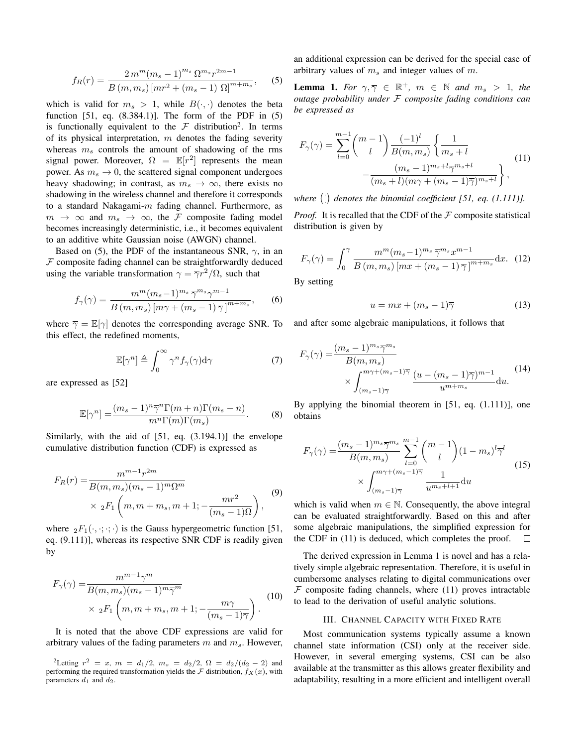$$f_R(r) = \frac{2\, m^m (m_s - 1)^{m_s}\, \Omega^{m_s} r^{2m-1}}{B\left(m, m_s\right) \left[mr^2 + (m_s - 1)\, \Omega\right]^{m+m_s}}, \tag{5}$$

which is valid for $m_s > 1$, while $B(\cdot, \cdot)$ denotes the beta function [51, eq. (8.384.1)]. The form of the PDF in (5) is functionally equivalent to the $\mathcal{F}$ distribution[2]. In terms of its physical interpretation, $m$ denotes the fading severity whereas $m_s$ controls the amount of shadowing of the rms signal power. Moreover, $\Omega = \mathbb{E}[r^2]$ represents the mean power. As $m_s \to 0$, the scattered signal component undergoes heavy shadowing; in contrast, as $m_s \to \infty$, there exists no shadowing in the wireless channel and therefore it corresponds to a standard Nakagami-$m$ fading channel. Furthermore, as $m \to \infty$ and $m_s \to \infty$, the $\mathcal{F}$ composite fading model becomes increasingly deterministic, i.e., it becomes equivalent to an additive white Gaussian noise (AWGN) channel.

Based on (5), the PDF of the instantaneous SNR, $\gamma$, in an $\mathcal{F}$ composite fading channel can be straightforwardly deduced using the variable transformation $\gamma = \overline{\gamma} r^2/\Omega$, such that

$$f_\gamma(\gamma) = \frac{m^m (m_s{-}1)^{m_s}\, \overline{\gamma}^{m_s} \gamma^{m-1}}{B\left(m, m_s\right) \left[m\gamma + (m_s - 1)\, \overline{\gamma}\right]^{m+m_s}}, \tag{6}$$

where $\overline{\gamma} = \mathbb{E}[\gamma]$ denotes the corresponding average SNR. To this effect, the redefined moments,

$$\mathbb{E}[\gamma^n] \triangleq \int_0^\infty \gamma^n f_\gamma(\gamma) \mathrm{d}\gamma \tag{7}$$

are expressed as [52]

$$\mathbb{E}[\gamma^n] = \frac{(m_s - 1)^n \overline{\gamma}^n \Gamma(m+n) \Gamma(m_s - n)}{m^n \Gamma(m) \Gamma(m_s)}. \tag{8}$$

Similarly, with the aid of [51, eq. (3.194.1)] the envelope cumulative distribution function (CDF) is expressed as

$$F_R(r) = \frac{m^{m-1} r^{2m}}{B(m, m_s)(m_s - 1)^m \Omega^m} \times {}_2F_1\left(m, m + m_s, m + 1; -\frac{mr^2}{(m_s - 1)\Omega}\right), \tag{9}$$

where ${}_2F_1(\cdot, \cdot; \cdot; \cdot)$ is the Gauss hypergeometric function [51, eq. (9.111)], whereas its respective SNR CDF is readily given by

$$F_\gamma(\gamma) = \frac{m^{m-1} \gamma^m}{B(m, m_s)(m_s - 1)^m \overline{\gamma}^m} \times {}_2F_1\left(m, m + m_s, m + 1; -\frac{m\gamma}{(m_s - 1)\overline{\gamma}}\right). \tag{10}$$

It is noted that the above CDF expressions are valid for arbitrary values of the fading parameters $m$ and $m_s$. However, an additional expression can be derived for the special case of arbitrary values of $m_s$ and integer values of $m$.

**Lemma 1.** *For $\gamma, \overline{\gamma} \in \mathbb{R}^+$, $m \in \mathbb{N}$ and $m_s > 1$, the outage probability under $\mathcal{F}$ composite fading conditions can be expressed as*

$$F_\gamma(\gamma) = \sum_{l=0}^{m-1} \binom{m-1}{l} \frac{(-1)^l}{B(m, m_s)} \left\{ \frac{1}{m_s + l} - \frac{(m_s - 1)^{m_s + l} \overline{\gamma}^{m_s + l}}{(m_s + l)(m\gamma + (m_s - 1)\overline{\gamma})^{m_s + l}} \right\}, \tag{11}$$

*where $\binom{\cdot}{\cdot}$ denotes the binomial coefficient [51, eq. (1.111)].*

*Proof.* It is recalled that the CDF of the $\mathcal{F}$ composite statistical distribution is given by

$$F_\gamma(\gamma) = \int_0^\gamma \frac{m^m (m_s{-}1)^{m_s}\, \overline{\gamma}^{m_s} x^{m-1}}{B\left(m, m_s\right) \left[mx + (m_s - 1)\, \overline{\gamma}\right]^{m+m_s}} \mathrm{d}x. \tag{12}$$

By setting

$$u = mx + (m_s - 1)\overline{\gamma} \tag{13}$$

and after some algebraic manipulations, it follows that

$$F_\gamma(\gamma) = \frac{(m_s - 1)^{m_s} \overline{\gamma}^{m_s}}{B(m, m_s)} \times \int_{(m_s - 1)\overline{\gamma}}^{m\gamma + (m_s - 1)\overline{\gamma}} \frac{(u - (m_s - 1)\overline{\gamma})^{m-1}}{u^{m+m_s}} \mathrm{d}u. \tag{14}$$

By applying the binomial theorem in [51, eq. (1.111)], one obtains

$$F_\gamma(\gamma) = \frac{(m_s - 1)^{m_s} \overline{\gamma}^{m_s}}{B(m, m_s)} \sum_{l=0}^{m-1} \binom{m-1}{l} (1 - m_s)^l \overline{\gamma}^l \times \int_{(m_s - 1)\overline{\gamma}}^{m\gamma + (m_s - 1)\overline{\gamma}} \frac{1}{u^{m_s + l + 1}} \mathrm{d}u \tag{15}$$

which is valid when $m \in \mathbb{N}$. Consequently, the above integral can be evaluated straightforwardly. Based on this and after some algebraic manipulations, the simplified expression for the CDF in (11) is deduced, which completes the proof. $\square$

The derived expression in Lemma 1 is novel and has a relatively simple algebraic representation. Therefore, it is useful in cumbersome analyses relating to digital communications over $\mathcal{F}$ composite fading channels, where (11) proves intractable to lead to the derivation of useful analytic solutions.

## III. Channel Capacity with Fixed Rate

Most communication systems typically assume a known channel state information (CSI) only at the receiver side. However, in several emerging systems, CSI can be also available at the transmitter as this allows greater flexibility and adaptability, resulting in a more efficient and intelligent overall

[2] Letting $r^2 = x$, $m = d_1/2$, $m_s = d_2/2$, $\Omega = d_2/(d_2 - 2)$ and performing the required transformation yields the $\mathcal{F}$ distribution, $f_X(x)$, with parameters $d_1$ and $d_2$.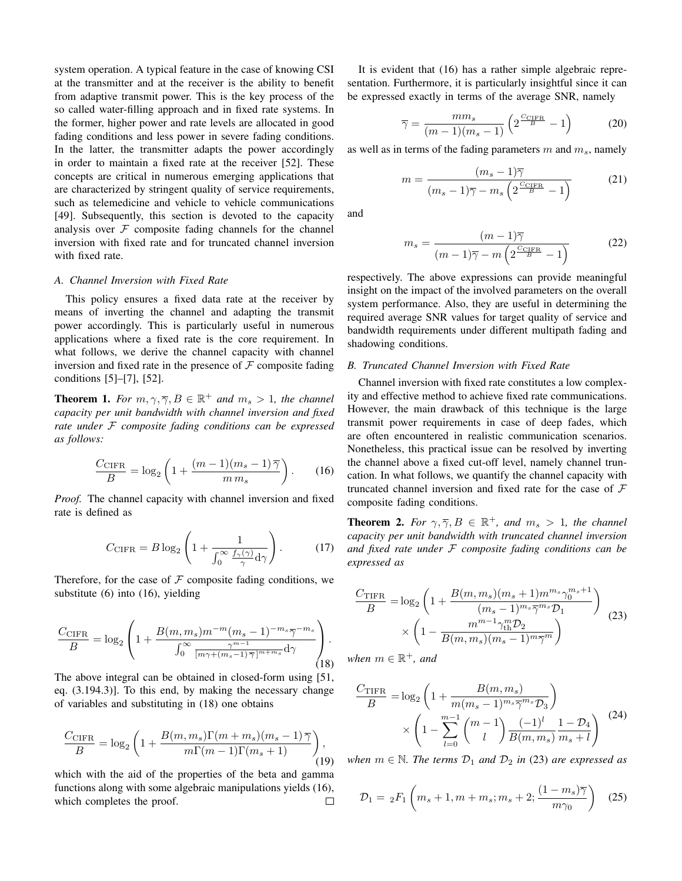system operation. A typical feature in the case of knowing CSI at the transmitter and at the receiver is the ability to benefit from adaptive transmit power. This is the key process of the so called water-filling approach and in fixed rate systems. In the former, higher power and rate levels are allocated in good fading conditions and less power in severe fading conditions. In the latter, the transmitter adapts the power accordingly in order to maintain a fixed rate at the receiver [52]. These concepts are critical in numerous emerging applications that are characterized by stringent quality of service requirements, such as telemedicine and vehicle to vehicle communications [49]. Subsequently, this section is devoted to the capacity analysis over $\mathcal{F}$ composite fading channels for the channel inversion with fixed rate and for truncated channel inversion with fixed rate.

### A. Channel Inversion with Fixed Rate

This policy ensures a fixed data rate at the receiver by means of inverting the channel and adapting the transmit power accordingly. This is particularly useful in numerous applications where a fixed rate is the core requirement. In what follows, we derive the channel capacity with channel inversion and fixed rate in the presence of $\mathcal{F}$ composite fading conditions [5]–[7], [52].

**Theorem 1.** *For $m, \gamma, \overline{\gamma}, B \in \mathbb{R}^+$ and $m_s > 1$, the channel capacity per unit bandwidth with channel inversion and fixed rate under $\mathcal{F}$ composite fading conditions can be expressed as follows:*

$$\frac{C_{\rm CIFR}}{B} = \log_2\left(1 + \frac{(m-1)(m_s-1)\,\overline{\gamma}}{m\,m_s}\right). \tag{16}$$

*Proof.* The channel capacity with channel inversion and fixed rate is defined as

$$C_{\rm CIFR} = B\log_2\left(1 + \frac{1}{\int_0^\infty \frac{f_\gamma(\gamma)}{\gamma}{\rm d}\gamma}\right). \tag{17}$$

Therefore, for the case of $\mathcal{F}$ composite fading conditions, we substitute (6) into (16), yielding

$$\frac{C_{\rm CIFR}}{B} = \log_2\left(1 + \frac{B(m,m_s)m^{-m}(m_s-1)^{-m_s}\overline{\gamma}^{-m_s}}{\int_0^\infty \frac{\gamma^{m-1}}{[m\gamma+(m_s-1)\,\overline{\gamma}]^{m+m_s}}{\rm d}\gamma}\right). \tag{18}$$

The above integral can be obtained in closed-form using [51, eq. (3.194.3)]. To this end, by making the necessary change of variables and substituting in (18) one obtains

$$\frac{C_{\rm CIFR}}{B} = \log_2\left(1 + \frac{B(m,m_s)\Gamma(m+m_s)(m_s-1)\,\overline{\gamma}}{m\Gamma(m-1)\Gamma(m_s+1)}\right), \tag{19}$$

which with the aid of the properties of the beta and gamma functions along with some algebraic manipulations yields (16), which completes the proof. □

It is evident that (16) has a rather simple algebraic representation. Furthermore, it is particularly insightful since it can be expressed exactly in terms of the average SNR, namely

$$\overline{\gamma} = \frac{m m_s}{(m-1)(m_s-1)}\left(2^{\frac{C_{\rm CIFR}}{B}} - 1\right) \tag{20}$$

as well as in terms of the fading parameters $m$ and $m_s$, namely

$$m = \frac{(m_s-1)\overline{\gamma}}{(m_s-1)\overline{\gamma} - m_s\left(2^{\frac{C_{\rm CIFR}}{B}} - 1\right)} \tag{21}$$

and

$$m_s = \frac{(m-1)\overline{\gamma}}{(m-1)\overline{\gamma} - m\left(2^{\frac{C_{\rm CIFR}}{B}} - 1\right)} \tag{22}$$

respectively. The above expressions can provide meaningful insight on the impact of the involved parameters on the overall system performance. Also, they are useful in determining the required average SNR values for target quality of service and bandwidth requirements under different multipath fading and shadowing conditions.

### B. Truncated Channel Inversion with Fixed Rate

Channel inversion with fixed rate constitutes a low complexity and effective method to achieve fixed rate communications. However, the main drawback of this technique is the large transmit power requirements in case of deep fades, which are often encountered in realistic communication scenarios. Nonetheless, this practical issue can be resolved by inverting the channel above a fixed cut-off level, namely channel truncation. In what follows, we quantify the channel capacity with truncated channel inversion and fixed rate for the case of $\mathcal{F}$ composite fading conditions.

**Theorem 2.** *For $\gamma, \overline{\gamma}, B \in \mathbb{R}^+$, and $m_s > 1$, the channel capacity per unit bandwidth with truncated channel inversion and fixed rate under $\mathcal{F}$ composite fading conditions can be expressed as*

$$\begin{aligned}\frac{C_{\rm TIFR}}{B} =& \log_2\left(1 + \frac{B(m,m_s)(m_s+1)m^{m_s}\gamma_0^{m_s+1}}{(m_s-1)^{m_s}\overline{\gamma}^{m_s}\mathcal{D}_1}\right) \\ &\times\left(1 - \frac{m^{m-1}\gamma_{\rm th}^m\mathcal{D}_2}{B(m,m_s)(m_s-1)^m\overline{\gamma}^m}\right)\end{aligned} \tag{23}$$

*when $m \in \mathbb{R}^+$, and*

$$\begin{aligned}\frac{C_{\rm TIFR}}{B} =& \log_2\left(1 + \frac{B(m,m_s)}{m(m_s-1)^{m_s}\overline{\gamma}^{m_s}\mathcal{D}_3}\right) \\ &\times\left(1 - \sum_{l=0}^{m-1}\binom{m-1}{l}\frac{(-1)^l}{B(m,m_s)}\frac{1-\mathcal{D}_4}{m_s+l}\right)\end{aligned} \tag{24}$$

*when $m \in \mathbb{N}$. The terms $\mathcal{D}_1$ and $\mathcal{D}_2$ in (23) are expressed as*

$$\mathcal{D}_1 = {}_2F_1\left(m_s+1, m+m_s; m_s+2; \frac{(1-m_s)\overline{\gamma}}{m\gamma_0}\right) \tag{25}$$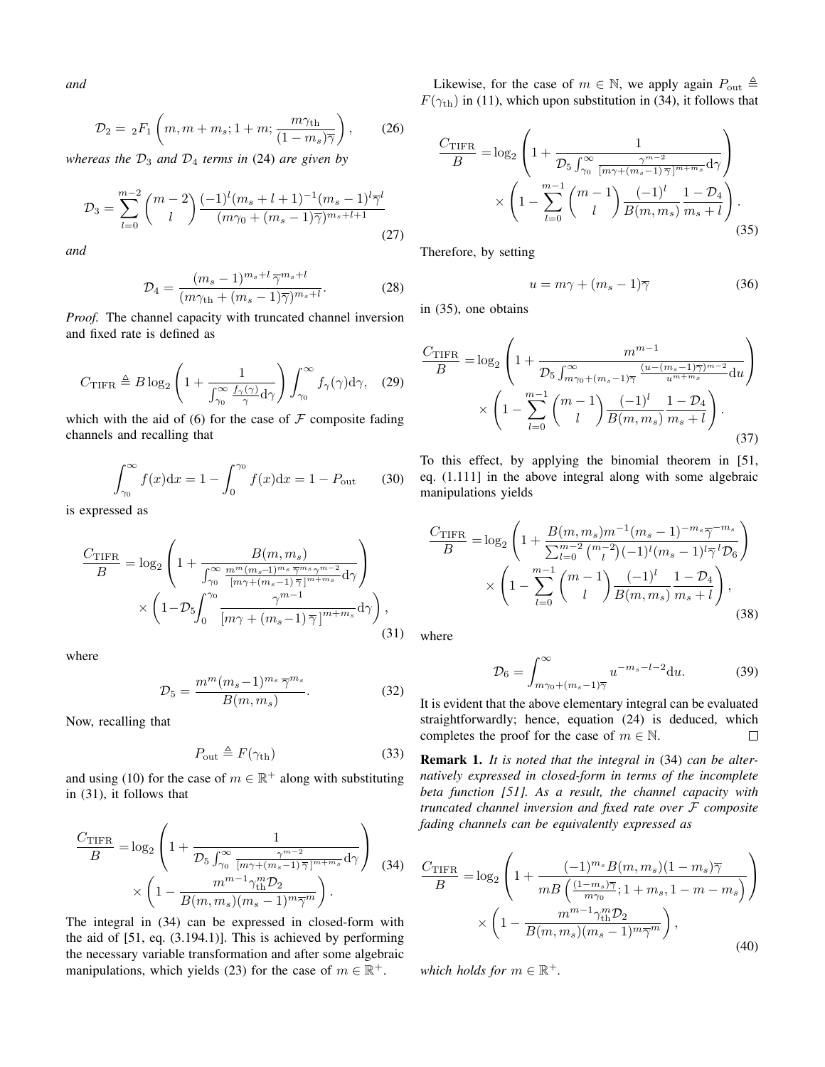*and*

$$\mathcal{D}_2 = {}_2F_1\left(m, m+m_s; 1+m; \frac{m\gamma_{\rm th}}{(1-m_s)\overline{\gamma}}\right), \tag{26}$$

*whereas the $\mathcal{D}_3$ and $\mathcal{D}_4$ terms in* (24) *are given by*

$$\mathcal{D}_3 = \sum_{l=0}^{m-2}\binom{m-2}{l}\frac{(-1)^l(m_s+l+1)^{-1}(m_s-1)^l\overline{\gamma}^l}{(m\gamma_0+(m_s-1)\overline{\gamma})^{m_s+l+1}} \tag{27}$$

*and*

$$\mathcal{D}_4 = \frac{(m_s-1)^{m_s+l}\,\overline{\gamma}^{m_s+l}}{(m\gamma_{\rm th}+(m_s-1)\overline{\gamma})^{m_s+l}}. \tag{28}$$

*Proof.* The channel capacity with truncated channel inversion and fixed rate is defined as

$$C_{\rm TIFR} \triangleq B\log_2\left(1+\frac{1}{\int_{\gamma_0}^{\infty}\frac{f_\gamma(\gamma)}{\gamma}{\rm d}\gamma}\right)\int_{\gamma_0}^{\infty}f_\gamma(\gamma){\rm d}\gamma, \tag{29}$$

which with the aid of (6) for the case of $\mathcal{F}$ composite fading channels and recalling that

$$\int_{\gamma_0}^{\infty}f(x){\rm d}x = 1-\int_0^{\gamma_0}f(x){\rm d}x = 1-P_{\rm out} \tag{30}$$

is expressed as

$$\begin{aligned}\frac{C_{\rm TIFR}}{B} =& \log_2\left(1+\frac{B(m,m_s)}{\int_{\gamma_0}^{\infty}\frac{m^m(m_s-1)^{m_s}\,\overline{\gamma}^{m_s}\gamma^{m-2}}{[m\gamma+(m_s-1)\,\overline{\gamma}\,]^{m+m_s}}{\rm d}\gamma}\right)\\ &\times\left(1-\mathcal{D}_5\int_0^{\gamma_0}\frac{\gamma^{m-1}}{[m\gamma+(m_s-1)\,\overline{\gamma}\,]^{m+m_s}}{\rm d}\gamma\right),\end{aligned} \tag{31}$$

where

$$\mathcal{D}_5 = \frac{m^m(m_s-1)^{m_s}\,\overline{\gamma}^{m_s}}{B(m,m_s)}. \tag{32}$$

Now, recalling that

$$P_{\rm out} \triangleq F(\gamma_{\rm th}) \tag{33}$$

and using (10) for the case of $m\in\mathbb{R}^+$ along with substituting in (31), it follows that

$$\begin{aligned}\frac{C_{\rm TIFR}}{B} =& \log_2\left(1+\frac{1}{\mathcal{D}_5\int_{\gamma_0}^{\infty}\frac{\gamma^{m-2}}{[m\gamma+(m_s-1)\,\overline{\gamma}\,]^{m+m_s}}{\rm d}\gamma}\right)\\ &\times\left(1-\frac{m^{m-1}\gamma_{\rm th}^m\mathcal{D}_2}{B(m,m_s)(m_s-1)^m\overline{\gamma}^m}\right).\end{aligned} \tag{34}$$

The integral in (34) can be expressed in closed-form with the aid of [51, eq. (3.194.1)]. This is achieved by performing the necessary variable transformation and after some algebraic manipulations, which yields (23) for the case of $m\in\mathbb{R}^+$.

Likewise, for the case of $m\in\mathbb{N}$, we apply again $P_{\rm out}\triangleq F(\gamma_{\rm th})$ in (11), which upon substitution in (34), it follows that

$$\begin{aligned}\frac{C_{\rm TIFR}}{B} =& \log_2\left(1+\frac{1}{\mathcal{D}_5\int_{\gamma_0}^{\infty}\frac{\gamma^{m-2}}{[m\gamma+(m_s-1)\,\overline{\gamma}\,]^{m+m_s}}{\rm d}\gamma}\right)\\ &\times\left(1-\sum_{l=0}^{m-1}\binom{m-1}{l}\frac{(-1)^l}{B(m,m_s)}\frac{1-\mathcal{D}_4}{m_s+l}\right).\end{aligned} \tag{35}$$

Therefore, by setting

$$u = m\gamma+(m_s-1)\overline{\gamma} \tag{36}$$

in (35), one obtains

$$\begin{aligned}\frac{C_{\rm TIFR}}{B} =& \log_2\left(1+\frac{m^{m-1}}{\mathcal{D}_5\int_{m\gamma_0+(m_s-1)\overline{\gamma}}^{\infty}\frac{(u-(m_s-1)\overline{\gamma})^{m-2}}{u^{m+m_s}}{\rm d}u}\right)\\ &\times\left(1-\sum_{l=0}^{m-1}\binom{m-1}{l}\frac{(-1)^l}{B(m,m_s)}\frac{1-\mathcal{D}_4}{m_s+l}\right).\end{aligned} \tag{37}$$

To this effect, by applying the binomial theorem in [51, eq. (1.111] in the above integral along with some algebraic manipulations yields

$$\begin{aligned}\frac{C_{\rm TIFR}}{B} =& \log_2\left(1+\frac{B(m,m_s)m^{-1}(m_s-1)^{-m_s}\overline{\gamma}^{-m_s}}{\sum_{l=0}^{m-2}\binom{m-2}{l}(-1)^l(m_s-1)^l\overline{\gamma}^l\mathcal{D}_6}\right)\\ &\times\left(1-\sum_{l=0}^{m-1}\binom{m-1}{l}\frac{(-1)^l}{B(m,m_s)}\frac{1-\mathcal{D}_4}{m_s+l}\right),\end{aligned} \tag{38}$$

where

$$\mathcal{D}_6 = \int_{m\gamma_0+(m_s-1)\overline{\gamma}}^{\infty}u^{-m_s-l-2}{\rm d}u. \tag{39}$$

It is evident that the above elementary integral can be evaluated straightforwardly; hence, equation (24) is deduced, which completes the proof for the case of $m\in\mathbb{N}$. ☐

**Remark 1.** *It is noted that the integral in* (34) *can be alternatively expressed in closed-form in terms of the incomplete beta function [51]. As a result, the channel capacity with truncated channel inversion and fixed rate over $\mathcal{F}$ composite fading channels can be equivalently expressed as*

$$\begin{aligned}\frac{C_{\rm TIFR}}{B} =& \log_2\left(1+\frac{(-1)^{m_s}B(m,m_s)(1-m_s)\overline{\gamma}}{mB\left(\frac{(1-m_s)\overline{\gamma}}{m\gamma_0};1+m_s,1-m-m_s\right)}\right)\\ &\times\left(1-\frac{m^{m-1}\gamma_{\rm th}^m\mathcal{D}_2}{B(m,m_s)(m_s-1)^m\overline{\gamma}^m}\right),\end{aligned} \tag{40}$$

*which holds for $m\in\mathbb{R}^+$.*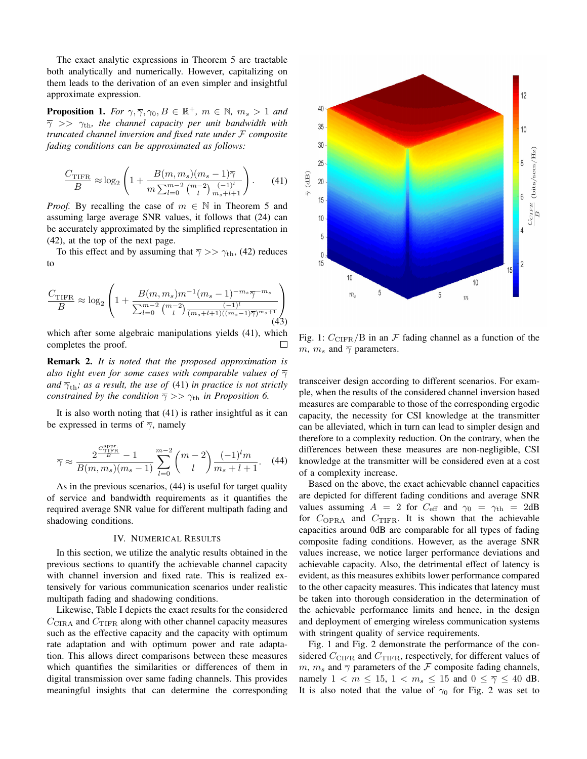The exact analytic expressions in Theorem 5 are tractable both analytically and numerically. However, capitalizing on them leads to the derivation of an even simpler and insightful approximate expression.

**Proposition 1.** *For $\gamma, \overline{\gamma}, \gamma_0, B \in \mathbb{R}^+$, $m \in \mathbb{N}$, $m_s > 1$ and $\overline{\gamma} >> \gamma_{\rm th}$, the channel capacity per unit bandwidth with truncated channel inversion and fixed rate under $\mathcal{F}$ composite fading conditions can be approximated as follows:*

$$\frac{C_{\rm TIFR}}{B} \approx \log_2 \left( 1 + \frac{B(m, m_s)(m_s - 1)\overline{\gamma}}{m \sum_{l=0}^{m-2} \binom{m-2}{l} \frac{(-1)^l}{m_s + l + 1}} \right). \quad (41)$$

*Proof.* By recalling the case of $m \in \mathbb{N}$ in Theorem 5 and assuming large average SNR values, it follows that (24) can be accurately approximated by the simplified representation in (42), at the top of the next page.

To this effect and by assuming that $\overline{\gamma} >> \gamma_{\rm th}$, (42) reduces to

$$\frac{C_{\rm TIFR}}{B} \approx \log_2 \left( 1 + \frac{B(m, m_s) m^{-1} (m_s - 1)^{-m_s} \overline{\gamma}^{-m_s}}{\sum_{l=0}^{m-2} \binom{m-2}{l} \frac{(-1)^l}{(m_s + l + 1)((m_s - 1)\overline{\gamma})^{m_s + 1}}} \right) \quad (43)$$

which after some algebraic manipulations yields (41), which completes the proof. □

**Remark 2.** *It is noted that the proposed approximation is also tight even for some cases with comparable values of $\overline{\gamma}$ and $\overline{\gamma}_{\rm th}$; as a result, the use of* (41) *in practice is not strictly constrained by the condition $\overline{\gamma} >> \gamma_{\rm th}$ in Proposition 6.*

It is also worth noting that (41) is rather insightful as it can be expressed in terms of $\overline{\gamma}$, namely

$$\overline{\gamma} \approx \frac{2^{\frac{C_{\rm TIFR}^{\rm appr.}}{B}} - 1}{B(m, m_s)(m_s - 1)} \sum_{l=0}^{m-2} \binom{m-2}{l} \frac{(-1)^l m}{m_s + l + 1}. \quad (44)$$

As in the previous scenarios, (44) is useful for target quality of service and bandwidth requirements as it quantifies the required average SNR value for different multipath fading and shadowing conditions.

## IV. Numerical Results

In this section, we utilize the analytic results obtained in the previous sections to quantify the achievable channel capacity with channel inversion and fixed rate. This is realized extensively for various communication scenarios under realistic multipath fading and shadowing conditions.

Likewise, Table I depicts the exact results for the considered $C_{\rm CIRA}$ and $C_{\rm TIFR}$ along with other channel capacity measures such as the effective capacity and the capacity with optimum rate adaptation and with optimum power and rate adaptation. This allows direct comparisons between these measures which quantifies the similarities or differences of them in digital transmission over same fading channels. This provides meaningful insights that can determine the corresponding transceiver design according to different scenarios. For example, when the results of the considered channel inversion based measures are comparable to those of the corresponding ergodic capacity, the necessity for CSI knowledge at the transmitter can be alleviated, which in turn can lead to simpler design and therefore to a complexity reduction. On the contrary, when the differences between these measures are non-negligible, CSI knowledge at the transmitter will be considered even at a cost of a complexity increase.

Fig. 1: $C_{\rm CIFR}/{\rm B}$ in an $\mathcal{F}$ fading channel as a function of the $m$, $m_s$ and $\overline{\gamma}$ parameters.

Based on the above, the exact achievable channel capacities are depicted for different fading conditions and average SNR values assuming $A = 2$ for $C_{\rm eff}$ and $\gamma_0 = \gamma_{\rm th} = 2$dB for $C_{\rm OPRA}$ and $C_{\rm TIFR}$. It is shown that the achievable capacities around 0dB are comparable for all types of fading composite fading conditions. However, as the average SNR values increase, we notice larger performance deviations and achievable capacity. Also, the detrimental effect of latency is evident, as this measures exhibits lower performance compared to the other capacity measures. This indicates that latency must be taken into thorough consideration in the determination of the achievable performance limits and hence, in the design and deployment of emerging wireless communication systems with stringent quality of service requirements.

Fig. 1 and Fig. 2 demonstrate the performance of the considered $C_{\rm CIFR}$ and $C_{\rm TIFR}$, respectively, for different values of $m$, $m_s$ and $\overline{\gamma}$ parameters of the $\mathcal{F}$ composite fading channels, namely $1 < m \leq 15$, $1 < m_s \leq 15$ and $0 \leq \overline{\gamma} \leq 40$ dB. It is also noted that the value of $\gamma_0$ for Fig. 2 was set to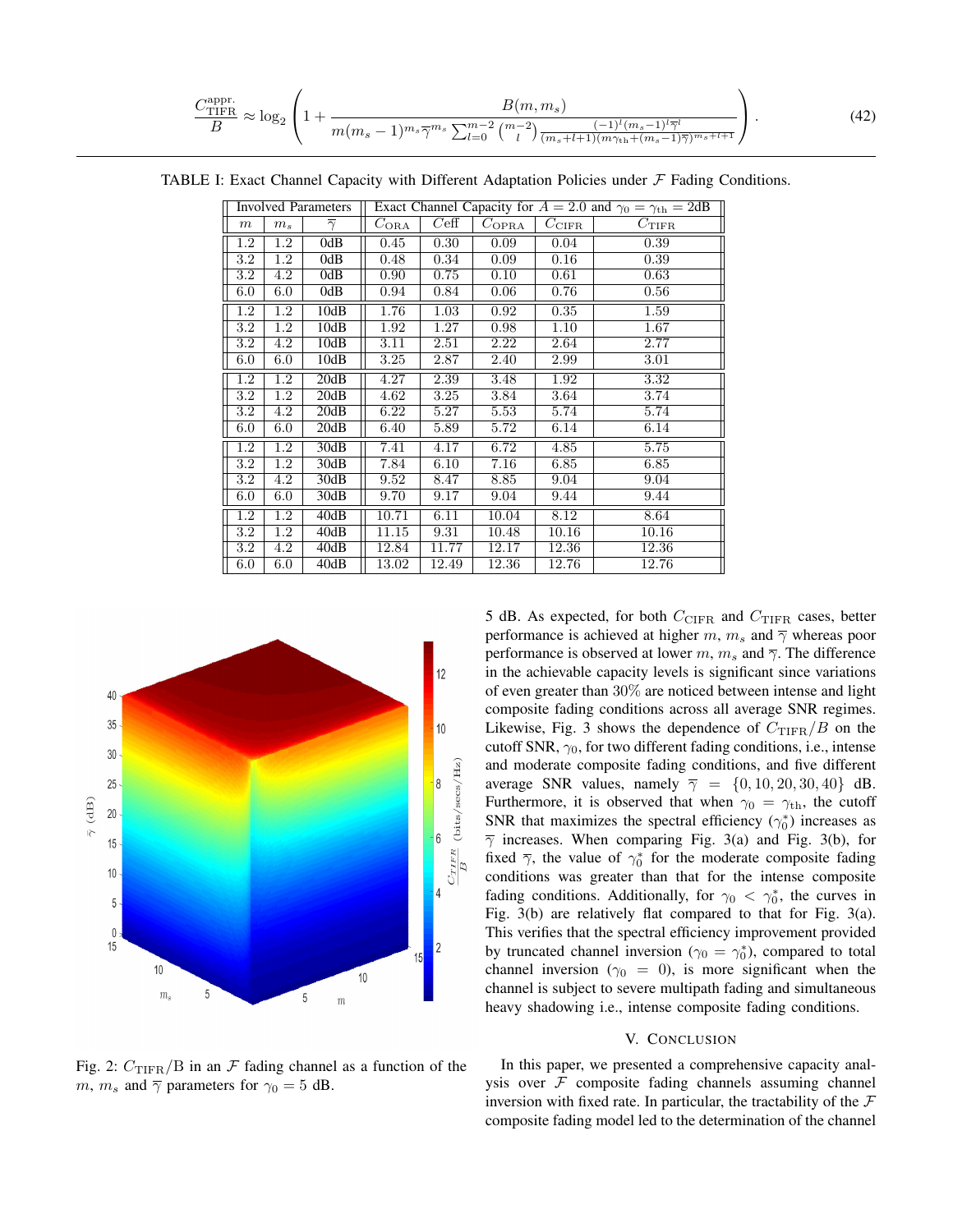$$\frac{C_{\text{TIFR}}^{\text{appr.}}}{B} \approx \log_2\left(1 + \frac{B(m, m_s)}{m(m_s-1)^{m_s}\overline{\gamma}^{m_s}\sum_{l=0}^{m-2}\binom{m-2}{l}\frac{(-1)^l(m_s-1)^l\overline{\gamma}^l}{(m_s+l+1)(m\gamma_{\text{th}}+(m_s-1)\overline{\gamma})^{m_s+l+1}}}\right). \tag{42}$$

TABLE I: Exact Channel Capacity with Different Adaptation Policies under $\mathcal{F}$ Fading Conditions.

| Involved Parameters | | | Exact Channel Capacity for $A = 2.0$ and $\gamma_0 = \gamma_{\text{th}} = 2$dB | | | | |
|---|---|---|---|---|---|---|---|
| $m$ | $m_s$ | $\overline{\gamma}$ | $C_{\text{ORA}}$ | $Ceff$ | $C_{\text{OPRA}}$ | $C_{\text{CIFR}}$ | $C_{\text{TIFR}}$ |
| 1.2 | 1.2 | 0dB | 0.45 | 0.30 | 0.09 | 0.04 | 0.39 |
| 3.2 | 1.2 | 0dB | 0.48 | 0.34 | 0.09 | 0.16 | 0.39 |
| 3.2 | 4.2 | 0dB | 0.90 | 0.75 | 0.10 | 0.61 | 0.63 |
| 6.0 | 6.0 | 0dB | 0.94 | 0.84 | 0.06 | 0.76 | 0.56 |
| 1.2 | 1.2 | 10dB | 1.76 | 1.03 | 0.92 | 0.35 | 1.59 |
| 3.2 | 1.2 | 10dB | 1.92 | 1.27 | 0.98 | 1.10 | 1.67 |
| 3.2 | 4.2 | 10dB | 3.11 | 2.51 | 2.22 | 2.64 | 2.77 |
| 6.0 | 6.0 | 10dB | 3.25 | 2.87 | 2.40 | 2.99 | 3.01 |
| 1.2 | 1.2 | 20dB | 4.27 | 2.39 | 3.48 | 1.92 | 3.32 |
| 3.2 | 1.2 | 20dB | 4.62 | 3.25 | 3.84 | 3.64 | 3.74 |
| 3.2 | 4.2 | 20dB | 6.22 | 5.27 | 5.53 | 5.74 | 5.74 |
| 6.0 | 6.0 | 20dB | 6.40 | 5.89 | 5.72 | 6.14 | 6.14 |
| 1.2 | 1.2 | 30dB | 7.41 | 4.17 | 6.72 | 4.85 | 5.75 |
| 3.2 | 1.2 | 30dB | 7.84 | 6.10 | 7.16 | 6.85 | 6.85 |
| 3.2 | 4.2 | 30dB | 9.52 | 8.47 | 8.85 | 9.04 | 9.04 |
| 6.0 | 6.0 | 30dB | 9.70 | 9.17 | 9.04 | 9.44 | 9.44 |
| 1.2 | 1.2 | 40dB | 10.71 | 6.11 | 10.04 | 8.12 | 8.64 |
| 3.2 | 1.2 | 40dB | 11.15 | 9.31 | 10.48 | 10.16 | 10.16 |
| 3.2 | 4.2 | 40dB | 12.84 | 11.77 | 12.17 | 12.36 | 12.36 |
| 6.0 | 6.0 | 40dB | 13.02 | 12.49 | 12.36 | 12.76 | 12.76 |

Fig. 2: $C_{\text{TIFR}}/\text{B}$ in an $\mathcal{F}$ fading channel as a function of the $m$, $m_s$ and $\overline{\gamma}$ parameters for $\gamma_0 = 5$ dB.

5 dB. As expected, for both $C_{\text{CIFR}}$ and $C_{\text{TIFR}}$ cases, better performance is achieved at higher $m$, $m_s$ and $\overline{\gamma}$ whereas poor performance is observed at lower $m$, $m_s$ and $\overline{\gamma}$. The difference in the achievable capacity levels is significant since variations of even greater than 30% are noticed between intense and light composite fading conditions across all average SNR regimes. Likewise, Fig. 3 shows the dependence of $C_{\text{TIFR}}/B$ on the cutoff SNR, $\gamma_0$, for two different fading conditions, i.e., intense and moderate composite fading conditions, and five different average SNR values, namely $\overline{\gamma} = \{0, 10, 20, 30, 40\}$ dB. Furthermore, it is observed that when $\gamma_0 = \gamma_{\text{th}}$, the cutoff SNR that maximizes the spectral efficiency ($\gamma_0^*$) increases as $\overline{\gamma}$ increases. When comparing Fig. 3(a) and Fig. 3(b), for fixed $\overline{\gamma}$, the value of $\gamma_0^*$ for the moderate composite fading conditions was greater than that for the intense composite fading conditions. Additionally, for $\gamma_0 < \gamma_0^*$, the curves in Fig. 3(b) are relatively flat compared to that for Fig. 3(a). This verifies that the spectral efficiency improvement provided by truncated channel inversion ($\gamma_0 = \gamma_0^*$), compared to total channel inversion ($\gamma_0 = 0$), is more significant when the channel is subject to severe multipath fading and simultaneous heavy shadowing i.e., intense composite fading conditions.

## V. Conclusion

In this paper, we presented a comprehensive capacity analysis over $\mathcal{F}$ composite fading channels assuming channel inversion with fixed rate. In particular, the tractability of the $\mathcal{F}$ composite fading model led to the determination of the channel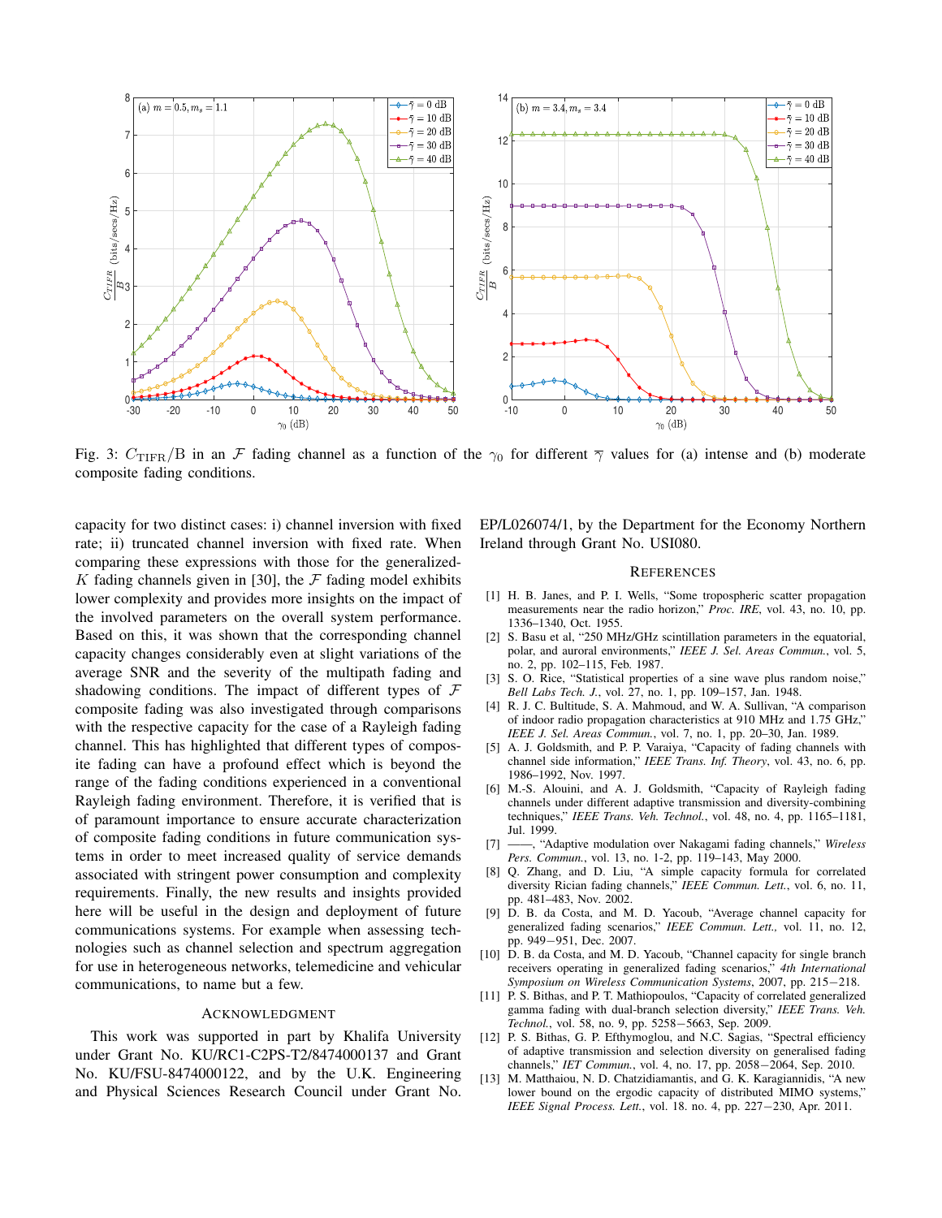Fig. 3: $C_{\mathrm{TIFR}}/\mathrm{B}$ in an $\mathcal{F}$ fading channel as a function of the $\gamma_0$ for different $\overline{\gamma}$ values for (a) intense and (b) moderate composite fading conditions.

capacity for two distinct cases: i) channel inversion with fixed rate; ii) truncated channel inversion with fixed rate. When comparing these expressions with those for the generalized-$K$ fading channels given in [30], the $\mathcal{F}$ fading model exhibits lower complexity and provides more insights on the impact of the involved parameters on the overall system performance. Based on this, it was shown that the corresponding channel capacity changes considerably even at slight variations of the average SNR and the severity of the multipath fading and shadowing conditions. The impact of different types of $\mathcal{F}$ composite fading was also investigated through comparisons with the respective capacity for the case of a Rayleigh fading channel. This has highlighted that different types of composite fading can have a profound effect which is beyond the range of the fading conditions experienced in a conventional Rayleigh fading environment. Therefore, it is verified that is of paramount importance to ensure accurate characterization of composite fading conditions in future communication systems in order to meet increased quality of service demands associated with stringent power consumption and complexity requirements. Finally, the new results and insights provided here will be useful in the design and deployment of future communications systems. For example when assessing technologies such as channel selection and spectrum aggregation for use in heterogeneous networks, telemedicine and vehicular communications, to name but a few.

## Acknowledgment

This work was supported in part by Khalifa University under Grant No. KU/RC1-C2PS-T2/8474000137 and Grant No. KU/FSU-8474000122, and by the U.K. Engineering and Physical Sciences Research Council under Grant No. EP/L026074/1, by the Department for the Economy Northern Ireland through Grant No. USI080.

## References

[1] H. B. Janes, and P. I. Wells, "Some tropospheric scatter propagation measurements near the radio horizon," *Proc. IRE*, vol. 43, no. 10, pp. 1336–1340, Oct. 1955.

[2] S. Basu et al, "250 MHz/GHz scintillation parameters in the equatorial, polar, and auroral environments," *IEEE J. Sel. Areas Commun.*, vol. 5, no. 2, pp. 102–115, Feb. 1987.

[3] S. O. Rice, "Statistical properties of a sine wave plus random noise," *Bell Labs Tech. J.*, vol. 27, no. 1, pp. 109–157, Jan. 1948.

[4] R. J. C. Bultitude, S. A. Mahmoud, and W. A. Sullivan, "A comparison of indoor radio propagation characteristics at 910 MHz and 1.75 GHz," *IEEE J. Sel. Areas Commun.*, vol. 7, no. 1, pp. 20–30, Jan. 1989.

[5] A. J. Goldsmith, and P. P. Varaiya, "Capacity of fading channels with channel side information," *IEEE Trans. Inf. Theory*, vol. 43, no. 6, pp. 1986–1992, Nov. 1997.

[6] M.-S. Alouini, and A. J. Goldsmith, "Capacity of Rayleigh fading channels under different adaptive transmission and diversity-combining techniques," *IEEE Trans. Veh. Technol.*, vol. 48, no. 4, pp. 1165–1181, Jul. 1999.

[7] ——, "Adaptive modulation over Nakagami fading channels," *Wireless Pers. Commun.*, vol. 13, no. 1-2, pp. 119–143, May 2000.

[8] Q. Zhang, and D. Liu, "A simple capacity formula for correlated diversity Rician fading channels," *IEEE Commun. Lett.*, vol. 6, no. 11, pp. 481–483, Nov. 2002.

[9] D. B. da Costa, and M. D. Yacoub, "Average channel capacity for generalized fading scenarios," *IEEE Commun. Lett.,* vol. 11, no. 12, pp. 949−951, Dec. 2007.

[10] D. B. da Costa, and M. D. Yacoub, "Channel capacity for single branch receivers operating in generalized fading scenarios," *4th International Symposium on Wireless Communication Systems*, 2007, pp. 215−218.

[11] P. S. Bithas, and P. T. Mathiopoulos, "Capacity of correlated generalized gamma fading with dual-branch selection diversity," *IEEE Trans. Veh. Technol.*, vol. 58, no. 9, pp. 5258−5663, Sep. 2009.

[12] P. S. Bithas, G. P. Efthymoglou, and N.C. Sagias, "Spectral efficiency of adaptive transmission and selection diversity on generalised fading channels," *IET Commun.*, vol. 4, no. 17, pp. 2058−2064, Sep. 2010.

[13] M. Matthaiou, N. D. Chatzidiamantis, and G. K. Karagiannidis, "A new lower bound on the ergodic capacity of distributed MIMO systems," *IEEE Signal Process. Lett.*, vol. 18. no. 4, pp. 227−230, Apr. 2011.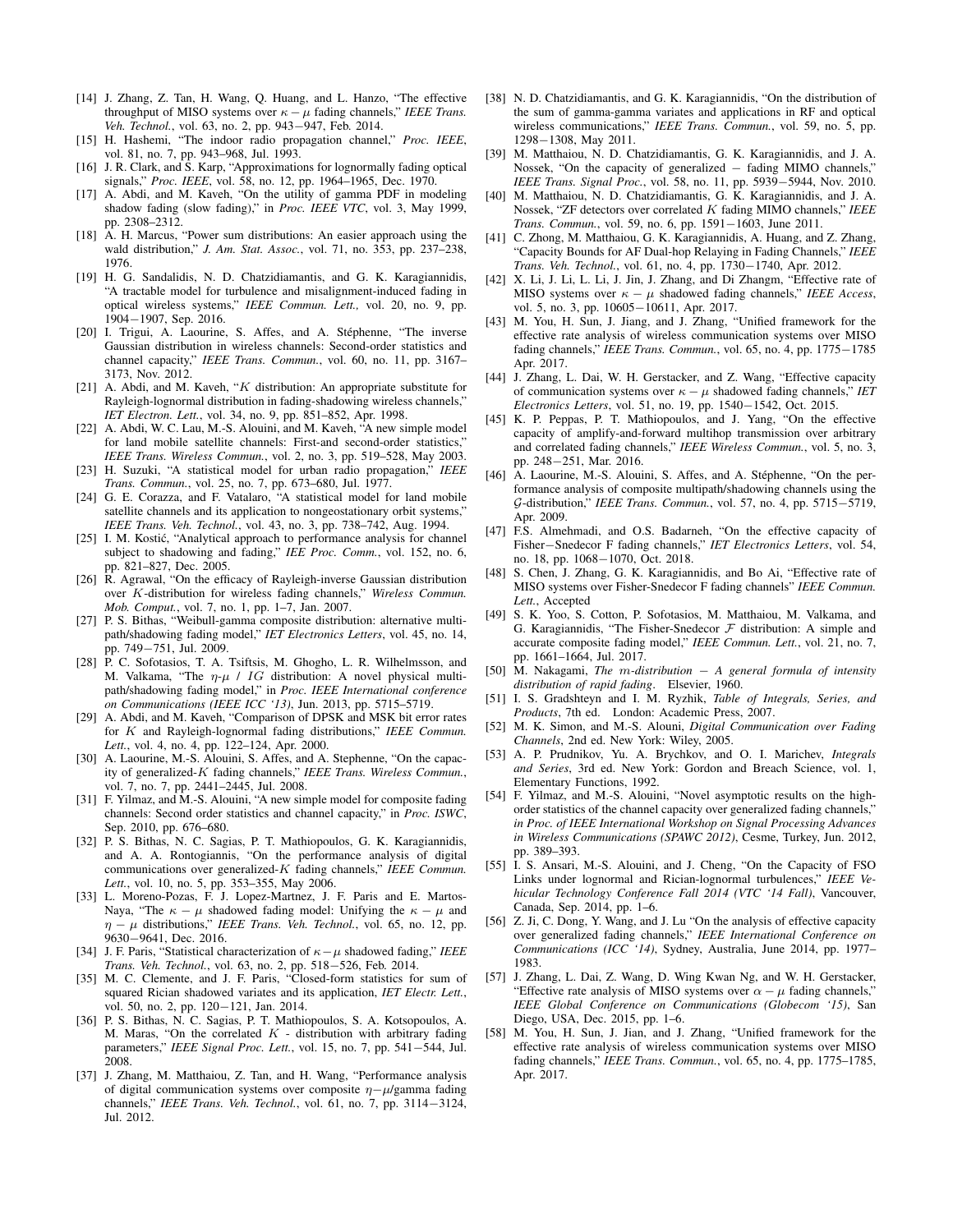[14] J. Zhang, Z. Tan, H. Wang, Q. Huang, and L. Hanzo, "The effective throughput of MISO systems over $\kappa-\mu$ fading channels," *IEEE Trans. Veh. Technol.*, vol. 63, no. 2, pp. 943−947, Feb. 2014.

[15] H. Hashemi, "The indoor radio propagation channel," *Proc. IEEE*, vol. 81, no. 7, pp. 943–968, Jul. 1993.

[16] J. R. Clark, and S. Karp, "Approximations for lognormally fading optical signals," *Proc. IEEE*, vol. 58, no. 12, pp. 1964–1965, Dec. 1970.

[17] A. Abdi, and M. Kaveh, "On the utility of gamma PDF in modeling shadow fading (slow fading)," in *Proc. IEEE VTC*, vol. 3, May 1999, pp. 2308–2312.

[18] A. H. Marcus, "Power sum distributions: An easier approach using the wald distribution," *J. Am. Stat. Assoc.*, vol. 71, no. 353, pp. 237–238, 1976.

[19] H. G. Sandalidis, N. D. Chatzidiamantis, and G. K. Karagiannidis, "A tractable model for turbulence and misalignment-induced fading in optical wireless systems," *IEEE Commun. Lett.,* vol. 20, no. 9, pp. 1904−1907, Sep. 2016.

[20] I. Trigui, A. Laourine, S. Affes, and A. Stéphenne, "The inverse Gaussian distribution in wireless channels: Second-order statistics and channel capacity," *IEEE Trans. Commun.*, vol. 60, no. 11, pp. 3167–3173, Nov. 2012.

[21] A. Abdi, and M. Kaveh, "$K$ distribution: An appropriate substitute for Rayleigh-lognormal distribution in fading-shadowing wireless channels," *IET Electron. Lett.*, vol. 34, no. 9, pp. 851–852, Apr. 1998.

[22] A. Abdi, W. C. Lau, M.-S. Alouini, and M. Kaveh, "A new simple model for land mobile satellite channels: First-and second-order statistics," *IEEE Trans. Wireless Commun.*, vol. 2, no. 3, pp. 519–528, May 2003.

[23] H. Suzuki, "A statistical model for urban radio propagation," *IEEE Trans. Commun.*, vol. 25, no. 7, pp. 673–680, Jul. 1977.

[24] G. E. Corazza, and F. Vatalaro, "A statistical model for land mobile satellite channels and its application to nongeostationary orbit systems," *IEEE Trans. Veh. Technol.*, vol. 43, no. 3, pp. 738–742, Aug. 1994.

[25] I. M. Kostić, "Analytical approach to performance analysis for channel subject to shadowing and fading," *IEE Proc. Comm.*, vol. 152, no. 6, pp. 821–827, Dec. 2005.

[26] R. Agrawal, "On the efficacy of Rayleigh-inverse Gaussian distribution over $K$-distribution for wireless fading channels," *Wireless Commun. Mob. Comput.*, vol. 7, no. 1, pp. 1–7, Jan. 2007.

[27] P. S. Bithas, "Weibull-gamma composite distribution: alternative multipath/shadowing fading model," *IET Electronics Letters*, vol. 45, no. 14, pp. 749−751, Jul. 2009.

[28] P. C. Sofotasios, T. A. Tsiftsis, M. Ghogho, L. R. Wilhelmsson, and M. Valkama, "The $\eta$-$\mu$ / $IG$ distribution: A novel physical multipath/shadowing fading model," in *Proc. IEEE International conference on Communications (IEEE ICC '13)*, Jun. 2013, pp. 5715–5719.

[29] A. Abdi, and M. Kaveh, "Comparison of DPSK and MSK bit error rates for $K$ and Rayleigh-lognormal fading distributions," *IEEE Commun. Lett.*, vol. 4, no. 4, pp. 122–124, Apr. 2000.

[30] A. Laourine, M.-S. Alouini, S. Affes, and A. Stephenne, "On the capacity of generalized-$K$ fading channels," *IEEE Trans. Wireless Commun.*, vol. 7, no. 7, pp. 2441–2445, Jul. 2008.

[31] F. Yilmaz, and M.-S. Alouini, "A new simple model for composite fading channels: Second order statistics and channel capacity," in *Proc. ISWC*, Sep. 2010, pp. 676–680.

[32] P. S. Bithas, N. C. Sagias, P. T. Mathiopoulos, G. K. Karagiannidis, and A. A. Rontogiannis, "On the performance analysis of digital communications over generalized-$K$ fading channels," *IEEE Commun. Lett.*, vol. 10, no. 5, pp. 353–355, May 2006.

[33] L. Moreno-Pozas, F. J. Lopez-Martnez, J. F. Paris and E. Martos-Naya, "The $\kappa-\mu$ shadowed fading model: Unifying the $\kappa-\mu$ and $\eta-\mu$ distributions," *IEEE Trans. Veh. Technol.*, vol. 65, no. 12, pp. 9630−9641, Dec. 2016.

[34] J. F. Paris, "Statistical characterization of $\kappa-\mu$ shadowed fading," *IEEE Trans. Veh. Technol.*, vol. 63, no. 2, pp. 518−526, Feb. 2014.

[35] M. C. Clemente, and J. F. Paris, "Closed-form statistics for sum of squared Rician shadowed variates and its application, *IET Electr. Lett.*, vol. 50, no. 2, pp. 120−121, Jan. 2014.

[36] P. S. Bithas, N. C. Sagias, P. T. Mathiopoulos, S. A. Kotsopoulos, A. M. Maras, "On the correlated $K$ - distribution with arbitrary fading parameters," *IEEE Signal Proc. Lett.*, vol. 15, no. 7, pp. 541−544, Jul. 2008.

[37] J. Zhang, M. Matthaiou, Z. Tan, and H. Wang, "Performance analysis of digital communication systems over composite $\eta-\mu$/gamma fading channels," *IEEE Trans. Veh. Technol.*, vol. 61, no. 7, pp. 3114−3124, Jul. 2012.

[38] N. D. Chatzidiamantis, and G. K. Karagiannidis, "On the distribution of the sum of gamma-gamma variates and applications in RF and optical wireless communications," *IEEE Trans. Commun.*, vol. 59, no. 5, pp. 1298−1308, May 2011.

[39] M. Matthaiou, N. D. Chatzidiamantis, G. K. Karagiannidis, and J. A. Nossek, "On the capacity of generalized − fading MIMO channels," *IEEE Trans. Signal Proc.*, vol. 58, no. 11, pp. 5939−5944, Nov. 2010.

[40] M. Matthaiou, N. D. Chatzidiamantis, G. K. Karagiannidis, and J. A. Nossek, "ZF detectors over correlated $K$ fading MIMO channels," *IEEE Trans. Commun.*, vol. 59, no. 6, pp. 1591−1603, June 2011.

[41] C. Zhong, M. Matthaiou, G. K. Karagiannidis, A. Huang, and Z. Zhang, "Capacity Bounds for AF Dual-hop Relaying in Fading Channels," *IEEE Trans. Veh. Technol.*, vol. 61, no. 4, pp. 1730−1740, Apr. 2012.

[42] X. Li, J. Li, L. Li, J. Jin, J. Zhang, and Di Zhangm, "Effective rate of MISO systems over $\kappa-\mu$ shadowed fading channels," *IEEE Access*, vol. 5, no. 3, pp. 10605−10611, Apr. 2017.

[43] M. You, H. Sun, J. Jiang, and J. Zhang, "Unified framework for the effective rate analysis of wireless communication systems over MISO fading channels," *IEEE Trans. Commun.*, vol. 65, no. 4, pp. 1775−1785 Apr. 2017.

[44] J. Zhang, L. Dai, W. H. Gerstacker, and Z. Wang, "Effective capacity of communication systems over $\kappa-\mu$ shadowed fading channels," *IET Electronics Letters*, vol. 51, no. 19, pp. 1540−1542, Oct. 2015.

[45] K. P. Peppas, P. T. Mathiopoulos, and J. Yang, "On the effective capacity of amplify-and-forward multihop transmission over arbitrary and correlated fading channels," *IEEE Wireless Commun.*, vol. 5, no. 3, pp. 248−251, Mar. 2016.

[46] A. Laourine, M.-S. Alouini, S. Affes, and A. Stéphenne, "On the performance analysis of composite multipath/shadowing channels using the $\mathcal{G}$-distribution," *IEEE Trans. Commun.*, vol. 57, no. 4, pp. 5715−5719, Apr. 2009.

[47] F.S. Almehmadi, and O.S. Badarneh, "On the effective capacity of Fisher−Snedecor F fading channels," *IET Electronics Letters*, vol. 54, no. 18, pp. 1068−1070, Oct. 2018.

[48] S. Chen, J. Zhang, G. K. Karagiannidis, and Bo Ai, "Effective rate of MISO systems over Fisher-Snedecor F fading channels" *IEEE Commun. Lett.*, Accepted

[49] S. K. Yoo, S. Cotton, P. Sofotasios, M. Matthaiou, M. Valkama, and G. Karagiannidis, "The Fisher-Snedecor $\mathcal{F}$ distribution: A simple and accurate composite fading model," *IEEE Commun. Lett.*, vol. 21, no. 7, pp. 1661–1664, Jul. 2017.

[50] M. Nakagami, *The $m$-distribution − A general formula of intensity distribution of rapid fading*. Elsevier, 1960.

[51] I. S. Gradshteyn and I. M. Ryzhik, *Table of Integrals, Series, and Products*, 7th ed. London: Academic Press, 2007.

[52] M. K. Simon, and M.-S. Alouni, *Digital Communication over Fading Channels*, 2nd ed. New York: Wiley, 2005.

[53] A. P. Prudnikov, Yu. A. Brychkov, and O. I. Marichev, *Integrals and Series*, 3rd ed. New York: Gordon and Breach Science, vol. 1, Elementary Functions, 1992.

[54] F. Yilmaz, and M.-S. Alouini, "Novel asymptotic results on the high-order statistics of the channel capacity over generalized fading channels," *in Proc. of IEEE International Workshop on Signal Processing Advances in Wireless Communications (SPAWC 2012)*, Cesme, Turkey, Jun. 2012, pp. 389–393.

[55] I. S. Ansari, M.-S. Alouini, and J. Cheng, "On the Capacity of FSO Links under lognormal and Rician-lognormal turbulences," *IEEE Vehicular Technology Conference Fall 2014 (VTC '14 Fall)*, Vancouver, Canada, Sep. 2014, pp. 1–6.

[56] Z. Ji, C. Dong, Y. Wang, and J. Lu "On the analysis of effective capacity over generalized fading channels," *IEEE International Conference on Communications (ICC '14)*, Sydney, Australia, June 2014, pp. 1977–1983.

[57] J. Zhang, L. Dai, Z. Wang, D. Wing Kwan Ng, and W. H. Gerstacker, "Effective rate analysis of MISO systems over $\alpha-\mu$ fading channels," *IEEE Global Conference on Communications (Globecom '15)*, San Diego, USA, Dec. 2015, pp. 1–6.

[58] M. You, H. Sun, J. Jian, and J. Zhang, "Unified framework for the effective rate analysis of wireless communication systems over MISO fading channels," *IEEE Trans. Commun.*, vol. 65, no. 4, pp. 1775–1785, Apr. 2017.